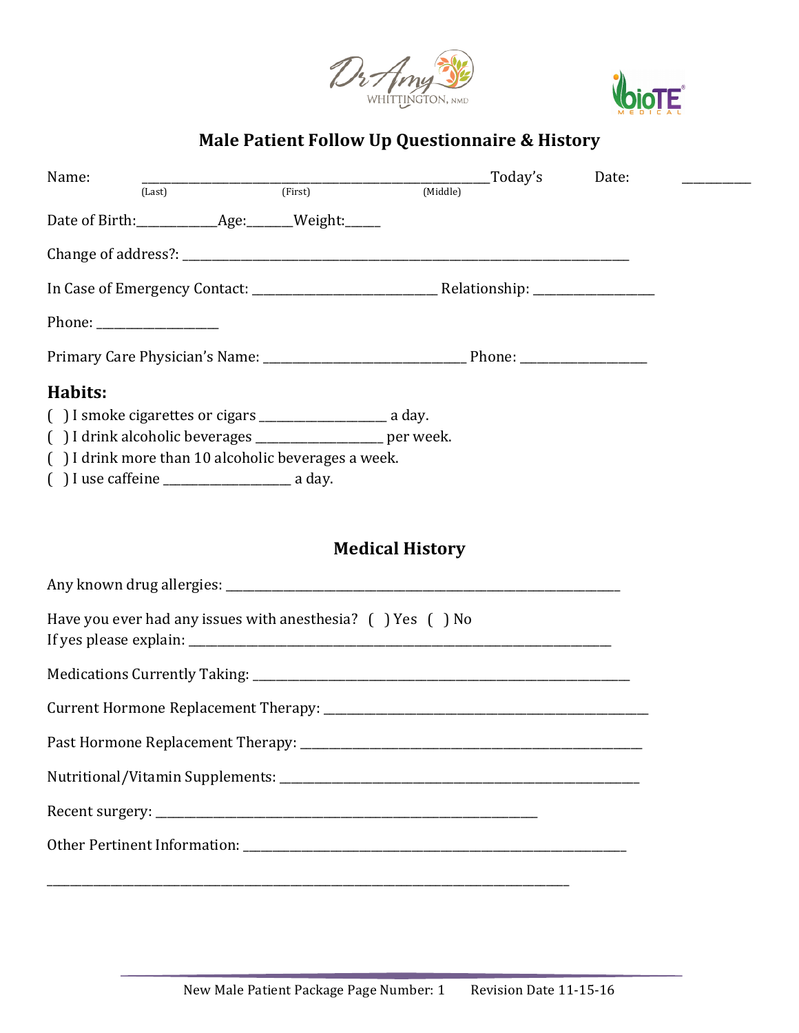# Male Patient Follow Up Questionnaire & History

Name: ______________________________________________________Today's Date: __________
(Last) (First) (Middle)

Date of Birth:___________Age:______Weight:_____

Change of address?: ________________________________________________________________

In Case of Emergency Contact: __________________________ Relationship: _________________

Phone: _________________

Primary Care Physician's Name: ____________________________ Phone: __________________

## Habits:

( ) I smoke cigarettes or cigars __________________ a day.
( ) I drink alcoholic beverages __________________ per week.
( ) I drink more than 10 alcoholic beverages a week.
( ) I use caffeine __________________ a day.

## Medical History

Any known drug allergies: _____________________________________________________________

Have you ever had any issues with anesthesia? ( ) Yes ( ) No
If yes please explain: ________________________________________________________________

Medications Currently Taking: _________________________________________________________

Current Hormone Replacement Therapy: _____________________________________________

Past Hormone Replacement Therapy: ________________________________________________

Nutritional/Vitamin Supplements: __________________________________________________

Recent surgery: ______________________________________________________

Other Pertinent Information: ____________________________________________________

_______________________________________________________________________________

New Male Patient Package Page Number: 1 Revision Date 11-15-16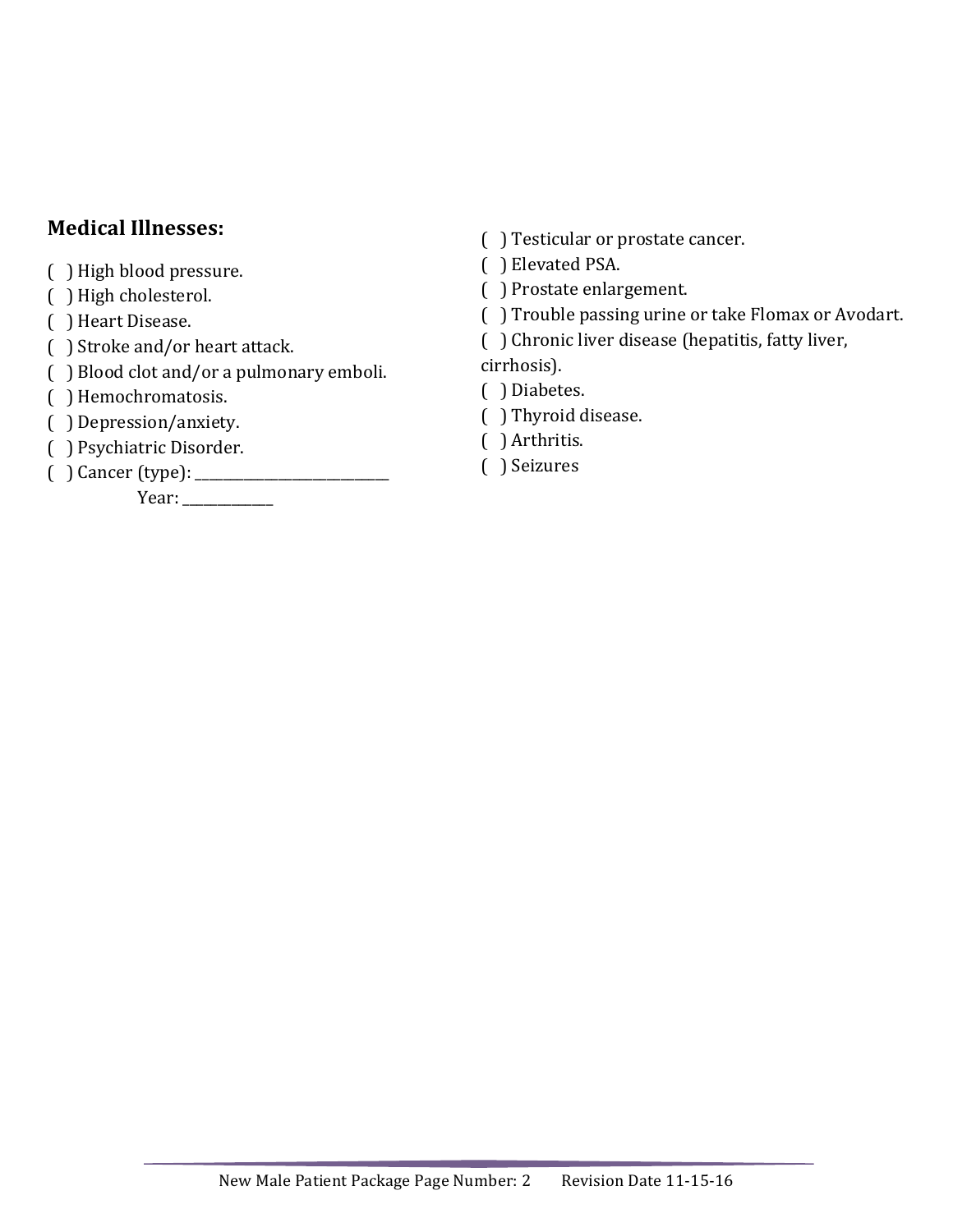**Medical Illnesses:**

( ) High blood pressure.
( ) High cholesterol.
( ) Heart Disease.
( ) Stroke and/or heart attack.
( ) Blood clot and/or a pulmonary emboli.
( ) Hemochromatosis.
( ) Depression/anxiety.
( ) Psychiatric Disorder.
( ) Cancer (type): ____________________________
Year: ____________

( ) Testicular or prostate cancer.
( ) Elevated PSA.
( ) Prostate enlargement.
( ) Trouble passing urine or take Flomax or Avodart.
( ) Chronic liver disease (hepatitis, fatty liver, cirrhosis).
( ) Diabetes.
( ) Thyroid disease.
( ) Arthritis.
( ) Seizures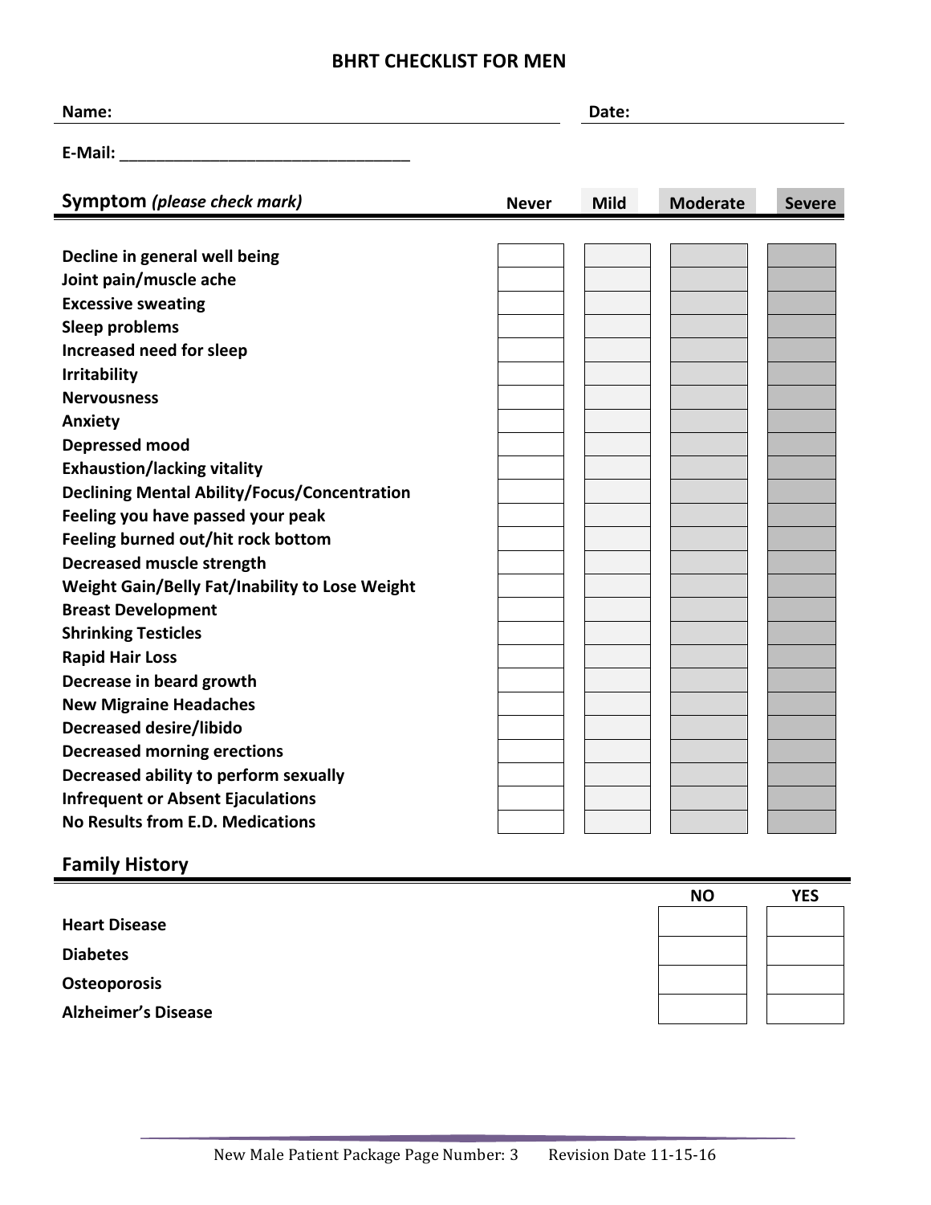# BHRT CHECKLIST FOR MEN

**Name:** ________________________________ **Date:** ________________

**E-Mail:** _________________________________

| **Symptom** *(please check mark)* | **Never** | **Mild** | **Moderate** | **Severe** |
|---|---|---|---|---|
| **Decline in general well being** | | | | |
| **Joint pain/muscle ache** | | | | |
| **Excessive sweating** | | | | |
| **Sleep problems** | | | | |
| **Increased need for sleep** | | | | |
| **Irritability** | | | | |
| **Nervousness** | | | | |
| **Anxiety** | | | | |
| **Depressed mood** | | | | |
| **Exhaustion/lacking vitality** | | | | |
| **Declining Mental Ability/Focus/Concentration** | | | | |
| **Feeling you have passed your peak** | | | | |
| **Feeling burned out/hit rock bottom** | | | | |
| **Decreased muscle strength** | | | | |
| **Weight Gain/Belly Fat/Inability to Lose Weight** | | | | |
| **Breast Development** | | | | |
| **Shrinking Testicles** | | | | |
| **Rapid Hair Loss** | | | | |
| **Decrease in beard growth** | | | | |
| **New Migraine Headaches** | | | | |
| **Decreased desire/libido** | | | | |
| **Decreased morning erections** | | | | |
| **Decreased ability to perform sexually** | | | | |
| **Infrequent or Absent Ejaculations** | | | | |
| **No Results from E.D. Medications** | | | | |

## Family History

| | **NO** | **YES** |
|---|---|---|
| **Heart Disease** | | |
| **Diabetes** | | |
| **Osteoporosis** | | |
| **Alzheimer's Disease** | | |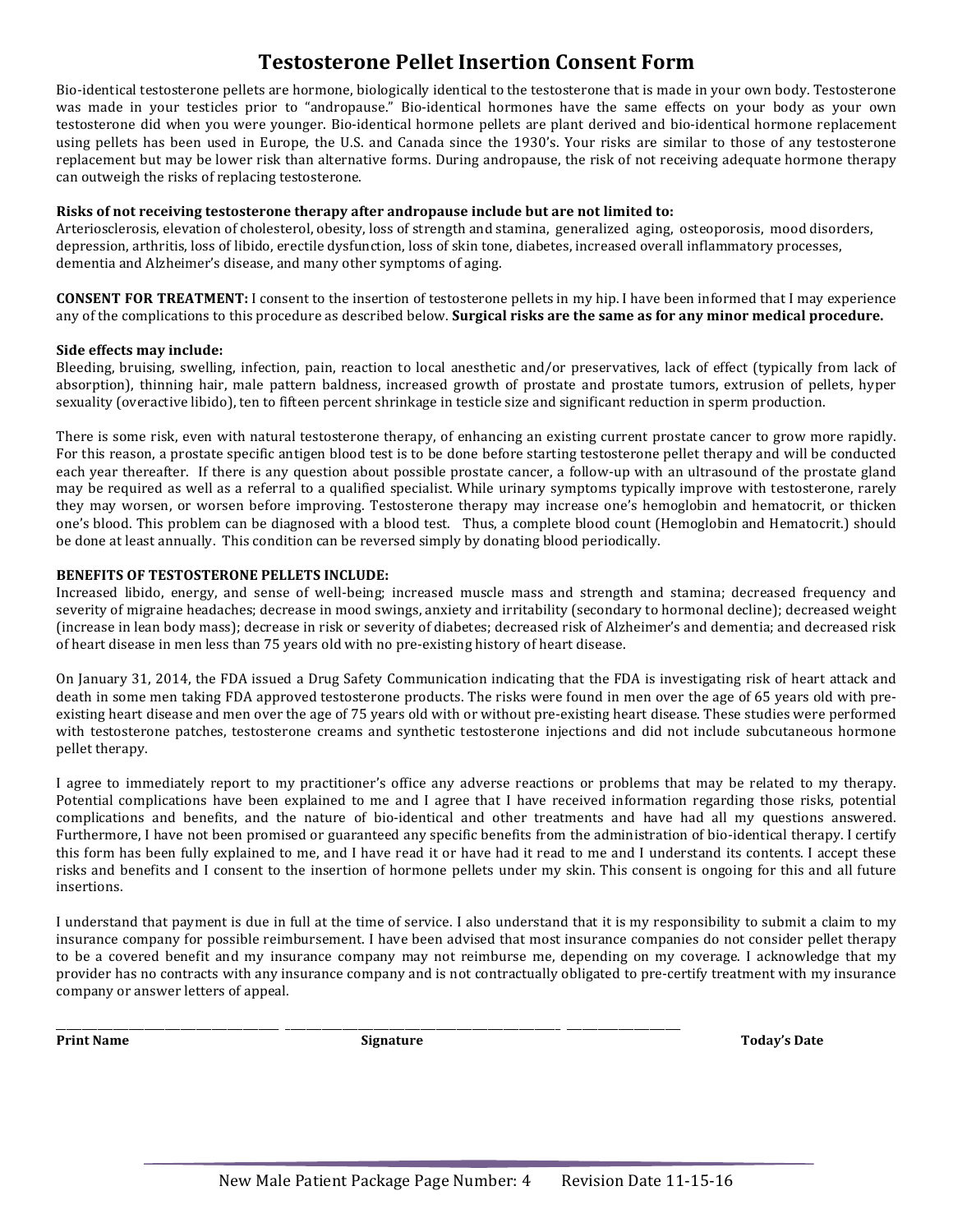# Testosterone Pellet Insertion Consent Form

Bio-identical testosterone pellets are hormone, biologically identical to the testosterone that is made in your own body. Testosterone was made in your testicles prior to "andropause." Bio-identical hormones have the same effects on your body as your own testosterone did when you were younger. Bio-identical hormone pellets are plant derived and bio-identical hormone replacement using pellets has been used in Europe, the U.S. and Canada since the 1930's. Your risks are similar to those of any testosterone replacement but may be lower risk than alternative forms. During andropause, the risk of not receiving adequate hormone therapy can outweigh the risks of replacing testosterone.

**Risks of not receiving testosterone therapy after andropause include but are not limited to:**
Arteriosclerosis, elevation of cholesterol, obesity, loss of strength and stamina, generalized aging, osteoporosis, mood disorders, depression, arthritis, loss of libido, erectile dysfunction, loss of skin tone, diabetes, increased overall inflammatory processes, dementia and Alzheimer's disease, and many other symptoms of aging.

**CONSENT FOR TREATMENT:** I consent to the insertion of testosterone pellets in my hip. I have been informed that I may experience any of the complications to this procedure as described below. **Surgical risks are the same as for any minor medical procedure.**

**Side effects may include:**
Bleeding, bruising, swelling, infection, pain, reaction to local anesthetic and/or preservatives, lack of effect (typically from lack of absorption), thinning hair, male pattern baldness, increased growth of prostate and prostate tumors, extrusion of pellets, hyper sexuality (overactive libido), ten to fifteen percent shrinkage in testicle size and significant reduction in sperm production.

There is some risk, even with natural testosterone therapy, of enhancing an existing current prostate cancer to grow more rapidly. For this reason, a prostate specific antigen blood test is to be done before starting testosterone pellet therapy and will be conducted each year thereafter. If there is any question about possible prostate cancer, a follow-up with an ultrasound of the prostate gland may be required as well as a referral to a qualified specialist. While urinary symptoms typically improve with testosterone, rarely they may worsen, or worsen before improving. Testosterone therapy may increase one's hemoglobin and hematocrit, or thicken one's blood. This problem can be diagnosed with a blood test. Thus, a complete blood count (Hemoglobin and Hematocrit.) should be done at least annually. This condition can be reversed simply by donating blood periodically.

**BENEFITS OF TESTOSTERONE PELLETS INCLUDE:**
Increased libido, energy, and sense of well-being; increased muscle mass and strength and stamina; decreased frequency and severity of migraine headaches; decrease in mood swings, anxiety and irritability (secondary to hormonal decline); decreased weight (increase in lean body mass); decrease in risk or severity of diabetes; decreased risk of Alzheimer's and dementia; and decreased risk of heart disease in men less than 75 years old with no pre-existing history of heart disease.

On January 31, 2014, the FDA issued a Drug Safety Communication indicating that the FDA is investigating risk of heart attack and death in some men taking FDA approved testosterone products. The risks were found in men over the age of 65 years old with pre-existing heart disease and men over the age of 75 years old with or without pre-existing heart disease. These studies were performed with testosterone patches, testosterone creams and synthetic testosterone injections and did not include subcutaneous hormone pellet therapy.

I agree to immediately report to my practitioner's office any adverse reactions or problems that may be related to my therapy. Potential complications have been explained to me and I agree that I have received information regarding those risks, potential complications and benefits, and the nature of bio-identical and other treatments and have had all my questions answered. Furthermore, I have not been promised or guaranteed any specific benefits from the administration of bio-identical therapy. I certify this form has been fully explained to me, and I have read it or have had it read to me and I understand its contents. I accept these risks and benefits and I consent to the insertion of hormone pellets under my skin. This consent is ongoing for this and all future insertions.

I understand that payment is due in full at the time of service. I also understand that it is my responsibility to submit a claim to my insurance company for possible reimbursement. I have been advised that most insurance companies do not consider pellet therapy to be a covered benefit and my insurance company may not reimburse me, depending on my coverage. I acknowledge that my provider has no contracts with any insurance company and is not contractually obligated to pre-certify treatment with my insurance company or answer letters of appeal.

_______________________ _______________________ _______________

**Print Name** **Signature** **Today's Date**

New Male Patient Package Page Number: 4 Revision Date 11-15-16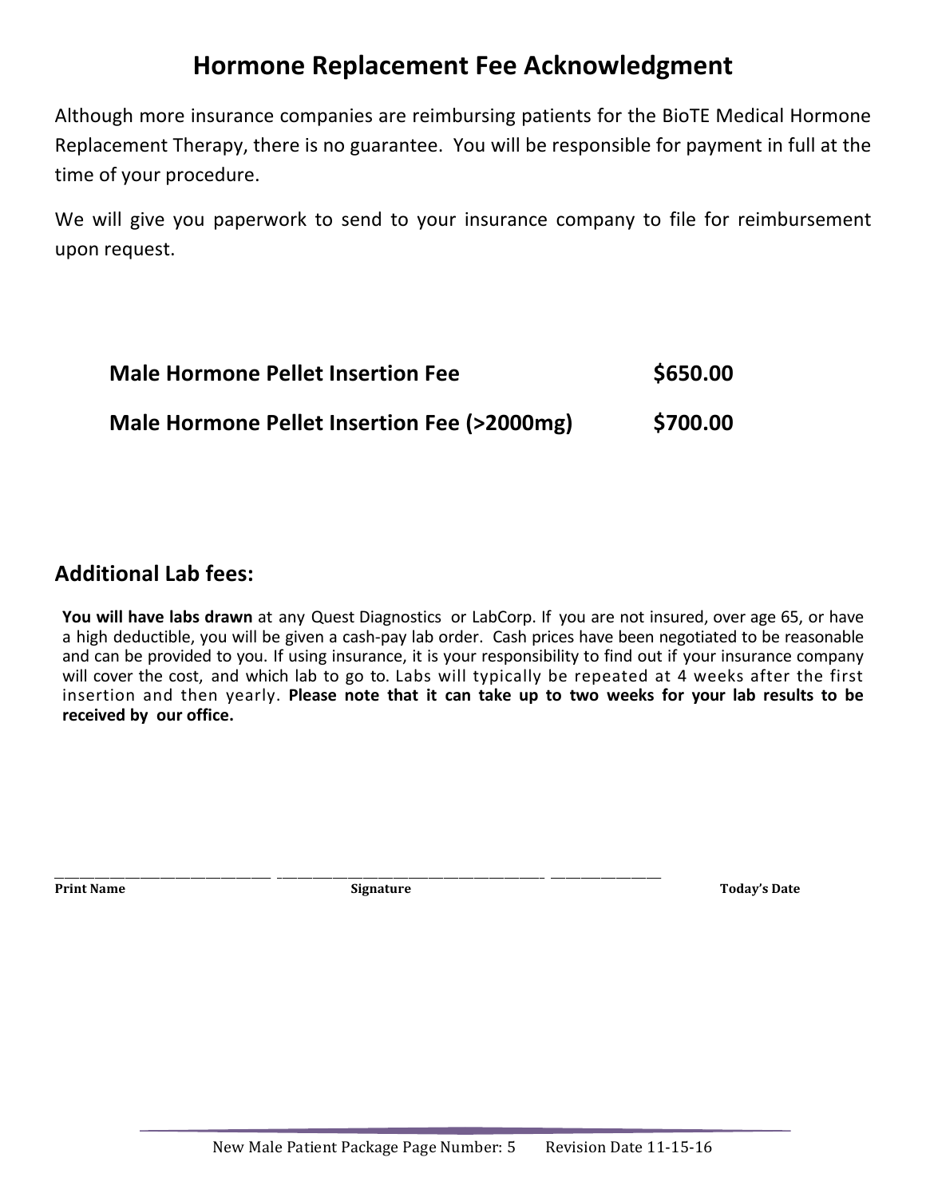# Hormone Replacement Fee Acknowledgment

Although more insurance companies are reimbursing patients for the BioTE Medical Hormone Replacement Therapy, there is no guarantee. You will be responsible for payment in full at the time of your procedure.

We will give you paperwork to send to your insurance company to file for reimbursement upon request.

| | |
|---|---|
| **Male Hormone Pellet Insertion Fee** | **$650.00** |
| **Male Hormone Pellet Insertion Fee (>2000mg)** | **$700.00** |

## Additional Lab fees:

**You will have labs drawn** at any Quest Diagnostics or LabCorp. If you are not insured, over age 65, or have a high deductible, you will be given a cash-pay lab order. Cash prices have been negotiated to be reasonable and can be provided to you. If using insurance, it is your responsibility to find out if your insurance company will cover the cost, and which lab to go to. Labs will typically be repeated at 4 weeks after the first insertion and then yearly. **Please note that it can take up to two weeks for your lab results to be received by our office.**

\_\_\_\_\_\_\_\_\_\_\_\_\_\_\_\_\_\_\_\_\_\_\_\_ \_\_\_\_\_\_\_\_\_\_\_\_\_\_\_\_\_\_\_\_\_\_\_\_\_\_\_\_\_\_ \_\_\_\_\_\_\_\_\_\_\_\_\_\_

**Print Name** **Signature** **Today's Date**